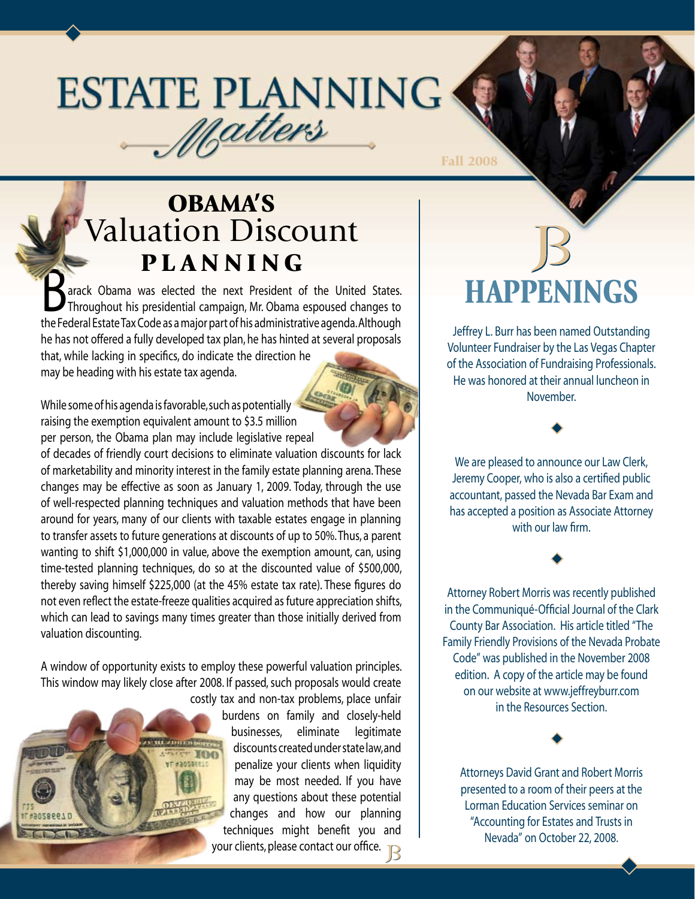# ESTATE PLANNING *Matters*

Fall 2008

## OBAMA'S Valuation Discount PLANNING

Barack Obama was elected the next President of the United States. Throughout his presidential campaign, Mr. Obama espoused changes to the Federal Estate Tax Code as a major part of his administrative agenda. Although he has not offered a fully developed tax plan, he has hinted at several proposals that, while lacking in specifics, do indicate the direction he may be heading with his estate tax agenda.

While some of his agenda is favorable, such as potentially raising the exemption equivalent amount to $3.5 million per person, the Obama plan may include legislative repeal of decades of friendly court decisions to eliminate valuation discounts for lack of marketability and minority interest in the family estate planning arena. These changes may be effective as soon as January 1, 2009. Today, through the use of well-respected planning techniques and valuation methods that have been around for years, many of our clients with taxable estates engage in planning to transfer assets to future generations at discounts of up to 50%. Thus, a parent wanting to shift $1,000,000 in value, above the exemption amount, can, using time-tested planning techniques, do so at the discounted value of $500,000, thereby saving himself $225,000 (at the 45% estate tax rate). These figures do not even reflect the estate-freeze qualities acquired as future appreciation shifts, which can lead to savings many times greater than those initially derived from valuation discounting.

A window of opportunity exists to employ these powerful valuation principles. This window may likely close after 2008. If passed, such proposals would create costly tax and non-tax problems, place unfair burdens on family and closely-held businesses, eliminate legitimate discounts created under state law, and penalize your clients when liquidity may be most needed. If you have any questions about these potential changes and how our planning techniques might benefit you and your clients, please contact our office.

## B HAPPENINGS

Jeffrey L. Burr has been named Outstanding Volunteer Fundraiser by the Las Vegas Chapter of the Association of Fundraising Professionals. He was honored at their annual luncheon in November.

We are pleased to announce our Law Clerk, Jeremy Cooper, who is also a certified public accountant, passed the Nevada Bar Exam and has accepted a position as Associate Attorney with our law firm.

Attorney Robert Morris was recently published in the Communiqué-Official Journal of the Clark County Bar Association. His article titled "The Family Friendly Provisions of the Nevada Probate Code" was published in the November 2008 edition. A copy of the article may be found on our website at www.jeffreyburr.com in the Resources Section.

Attorneys David Grant and Robert Morris presented to a room of their peers at the Lorman Education Services seminar on "Accounting for Estates and Trusts in Nevada" on October 22, 2008.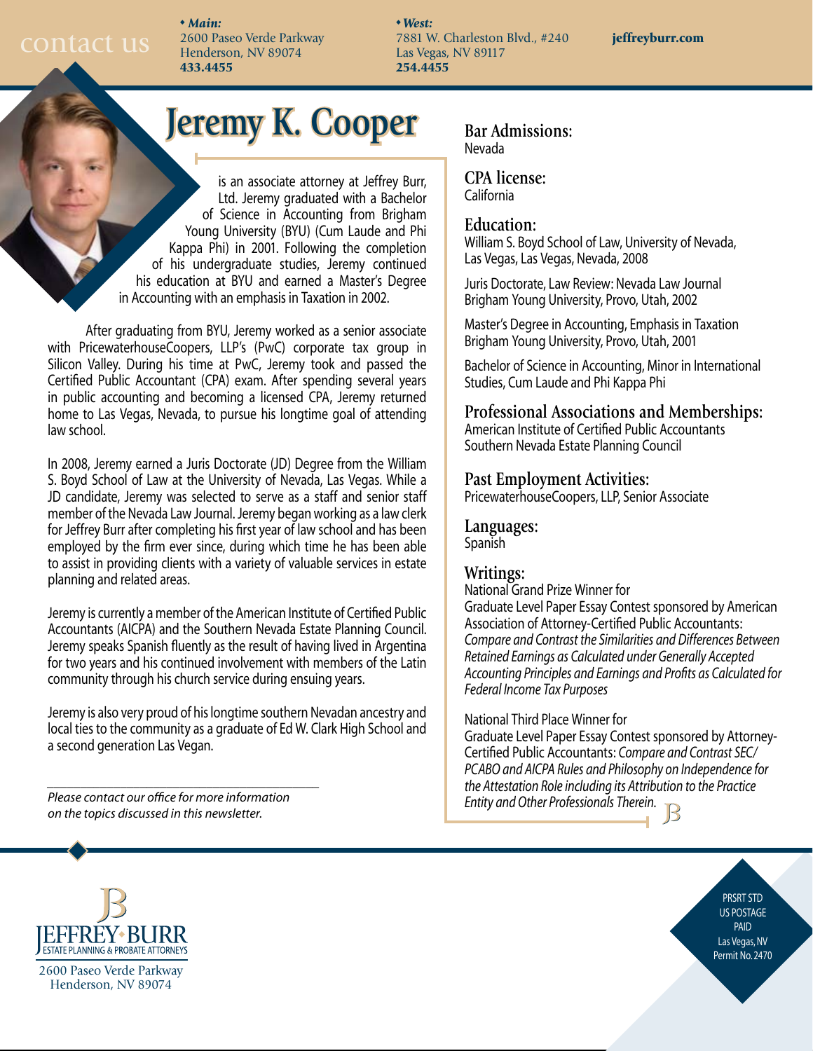contact us

- *Main:*
  2600 Paseo Verde Parkway
  Henderson, NV 89074
  **433.4455**
- *West:*
  7881 W. Charleston Blvd., #240
  Las Vegas, NV 89117
  **254.4455**

**jeffreyburr.com**

# Jeremy K. Cooper

is an associate attorney at Jeffrey Burr, Ltd. Jeremy graduated with a Bachelor of Science in Accounting from Brigham Young University (BYU) (Cum Laude and Phi Kappa Phi) in 2001. Following the completion of his undergraduate studies, Jeremy continued his education at BYU and earned a Master's Degree in Accounting with an emphasis in Taxation in 2002.

After graduating from BYU, Jeremy worked as a senior associate with PricewaterhouseCoopers, LLP's (PwC) corporate tax group in Silicon Valley. During his time at PwC, Jeremy took and passed the Certified Public Accountant (CPA) exam. After spending several years in public accounting and becoming a licensed CPA, Jeremy returned home to Las Vegas, Nevada, to pursue his longtime goal of attending law school.

In 2008, Jeremy earned a Juris Doctorate (JD) Degree from the William S. Boyd School of Law at the University of Nevada, Las Vegas. While a JD candidate, Jeremy was selected to serve as a staff and senior staff member of the Nevada Law Journal. Jeremy began working as a law clerk for Jeffrey Burr after completing his first year of law school and has been employed by the firm ever since, during which time he has been able to assist in providing clients with a variety of valuable services in estate planning and related areas.

Jeremy is currently a member of the American Institute of Certified Public Accountants (AICPA) and the Southern Nevada Estate Planning Council. Jeremy speaks Spanish fluently as the result of having lived in Argentina for two years and his continued involvement with members of the Latin community through his church service during ensuing years.

Jeremy is also very proud of his longtime southern Nevadan ancestry and local ties to the community as a graduate of Ed W. Clark High School and a second generation Las Vegan.

---

*Please contact our office for more information on the topics discussed in this newsletter.*

## Bar Admissions:
Nevada

## CPA license:
California

## Education:
William S. Boyd School of Law, University of Nevada, Las Vegas, Las Vegas, Nevada, 2008

Juris Doctorate, Law Review: Nevada Law Journal
Brigham Young University, Provo, Utah, 2002

Master's Degree in Accounting, Emphasis in Taxation
Brigham Young University, Provo, Utah, 2001

Bachelor of Science in Accounting, Minor in International Studies, Cum Laude and Phi Kappa Phi

## Professional Associations and Memberships:
American Institute of Certified Public Accountants
Southern Nevada Estate Planning Council

## Past Employment Activities:
PricewaterhouseCoopers, LLP, Senior Associate

## Languages:
Spanish

## Writings:
National Grand Prize Winner for
Graduate Level Paper Essay Contest sponsored by American Association of Attorney-Certified Public Accountants: *Compare and Contrast the Similarities and Differences Between Retained Earnings as Calculated under Generally Accepted Accounting Principles and Earnings and Profits as Calculated for Federal Income Tax Purposes*

National Third Place Winner for
Graduate Level Paper Essay Contest sponsored by Attorney-Certified Public Accountants: *Compare and Contrast SEC/PCABO and AICPA Rules and Philosophy on Independence for the Attestation Role including its Attribution to the Practice Entity and Other Professionals Therein.*

---

JEFFREY BURR
ESTATE PLANNING & PROBATE ATTORNEYS
2600 Paseo Verde Parkway
Henderson, NV 89074

PRSRT STD
US POSTAGE
PAID
Las Vegas, NV
Permit No. 2470